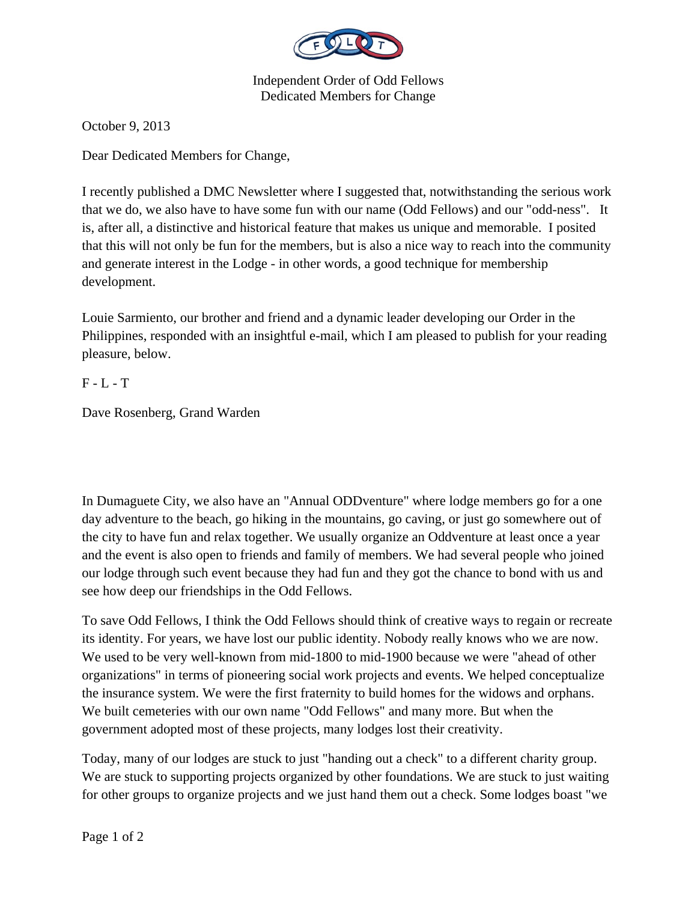Independent Order of Odd Fellows
Dedicated Members for Change

October 9, 2013

Dear Dedicated Members for Change,

I recently published a DMC Newsletter where I suggested that, notwithstanding the serious work that we do, we also have to have some fun with our name (Odd Fellows) and our "odd-ness". It is, after all, a distinctive and historical feature that makes us unique and memorable. I posited that this will not only be fun for the members, but is also a nice way to reach into the community and generate interest in the Lodge - in other words, a good technique for membership development.

Louie Sarmiento, our brother and friend and a dynamic leader developing our Order in the Philippines, responded with an insightful e-mail, which I am pleased to publish for your reading pleasure, below.

F - L - T

Dave Rosenberg, Grand Warden

In Dumaguete City, we also have an "Annual ODDventure" where lodge members go for a one day adventure to the beach, go hiking in the mountains, go caving, or just go somewhere out of the city to have fun and relax together. We usually organize an Oddventure at least once a year and the event is also open to friends and family of members. We had several people who joined our lodge through such event because they had fun and they got the chance to bond with us and see how deep our friendships in the Odd Fellows.

To save Odd Fellows, I think the Odd Fellows should think of creative ways to regain or recreate its identity. For years, we have lost our public identity. Nobody really knows who we are now. We used to be very well-known from mid-1800 to mid-1900 because we were "ahead of other organizations" in terms of pioneering social work projects and events. We helped conceptualize the insurance system. We were the first fraternity to build homes for the widows and orphans. We built cemeteries with our own name "Odd Fellows" and many more. But when the government adopted most of these projects, many lodges lost their creativity.

Today, many of our lodges are stuck to just "handing out a check" to a different charity group. We are stuck to supporting projects organized by other foundations. We are stuck to just waiting for other groups to organize projects and we just hand them out a check. Some lodges boast "we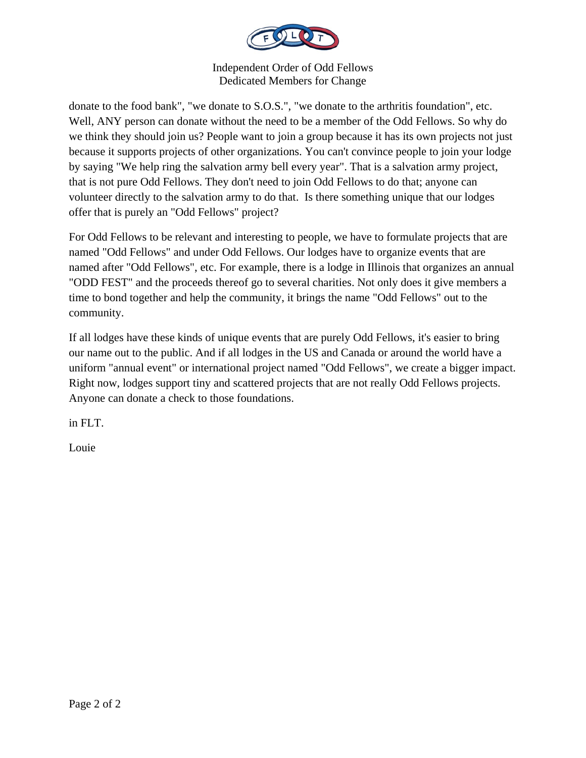donate to the food bank", "we donate to S.O.S.", "we donate to the arthritis foundation", etc. Well, ANY person can donate without the need to be a member of the Odd Fellows. So why do we think they should join us? People want to join a group because it has its own projects not just because it supports projects of other organizations. You can't convince people to join your lodge by saying "We help ring the salvation army bell every year". That is a salvation army project, that is not pure Odd Fellows. They don't need to join Odd Fellows to do that; anyone can volunteer directly to the salvation army to do that. Is there something unique that our lodges offer that is purely an "Odd Fellows" project?

For Odd Fellows to be relevant and interesting to people, we have to formulate projects that are named "Odd Fellows" and under Odd Fellows. Our lodges have to organize events that are named after "Odd Fellows", etc. For example, there is a lodge in Illinois that organizes an annual "ODD FEST" and the proceeds thereof go to several charities. Not only does it give members a time to bond together and help the community, it brings the name "Odd Fellows" out to the community.

If all lodges have these kinds of unique events that are purely Odd Fellows, it's easier to bring our name out to the public. And if all lodges in the US and Canada or around the world have a uniform "annual event" or international project named "Odd Fellows", we create a bigger impact. Right now, lodges support tiny and scattered projects that are not really Odd Fellows projects. Anyone can donate a check to those foundations.

in FLT.

Louie